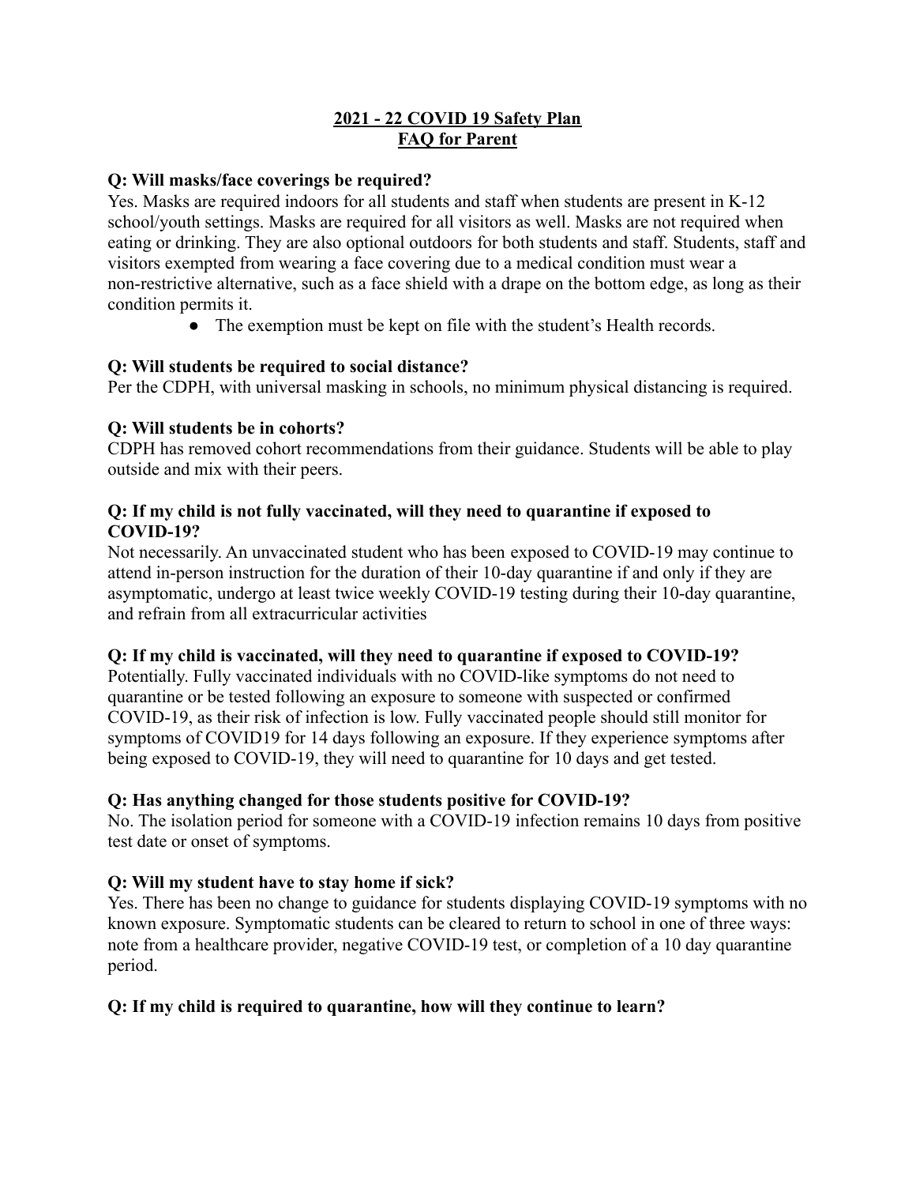# 2021 - 22 COVID 19 Safety Plan
# FAQ for Parent

**Q: Will masks/face coverings be required?**

Yes. Masks are required indoors for all students and staff when students are present in K-12 school/youth settings. Masks are required for all visitors as well. Masks are not required when eating or drinking. They are also optional outdoors for both students and staff. Students, staff and visitors exempted from wearing a face covering due to a medical condition must wear a non-restrictive alternative, such as a face shield with a drape on the bottom edge, as long as their condition permits it.

- The exemption must be kept on file with the student's Health records.

**Q: Will students be required to social distance?**

Per the CDPH, with universal masking in schools, no minimum physical distancing is required.

**Q: Will students be in cohorts?**

CDPH has removed cohort recommendations from their guidance. Students will be able to play outside and mix with their peers.

**Q: If my child is not fully vaccinated, will they need to quarantine if exposed to COVID-19?**

Not necessarily. An unvaccinated student who has been exposed to COVID-19 may continue to attend in-person instruction for the duration of their 10-day quarantine if and only if they are asymptomatic, undergo at least twice weekly COVID-19 testing during their 10-day quarantine, and refrain from all extracurricular activities

**Q: If my child is vaccinated, will they need to quarantine if exposed to COVID-19?**

Potentially. Fully vaccinated individuals with no COVID-like symptoms do not need to quarantine or be tested following an exposure to someone with suspected or confirmed COVID-19, as their risk of infection is low. Fully vaccinated people should still monitor for symptoms of COVID19 for 14 days following an exposure. If they experience symptoms after being exposed to COVID-19, they will need to quarantine for 10 days and get tested.

**Q: Has anything changed for those students positive for COVID-19?**

No. The isolation period for someone with a COVID-19 infection remains 10 days from positive test date or onset of symptoms.

**Q: Will my student have to stay home if sick?**

Yes. There has been no change to guidance for students displaying COVID-19 symptoms with no known exposure. Symptomatic students can be cleared to return to school in one of three ways: note from a healthcare provider, negative COVID-19 test, or completion of a 10 day quarantine period.

**Q: If my child is required to quarantine, how will they continue to learn?**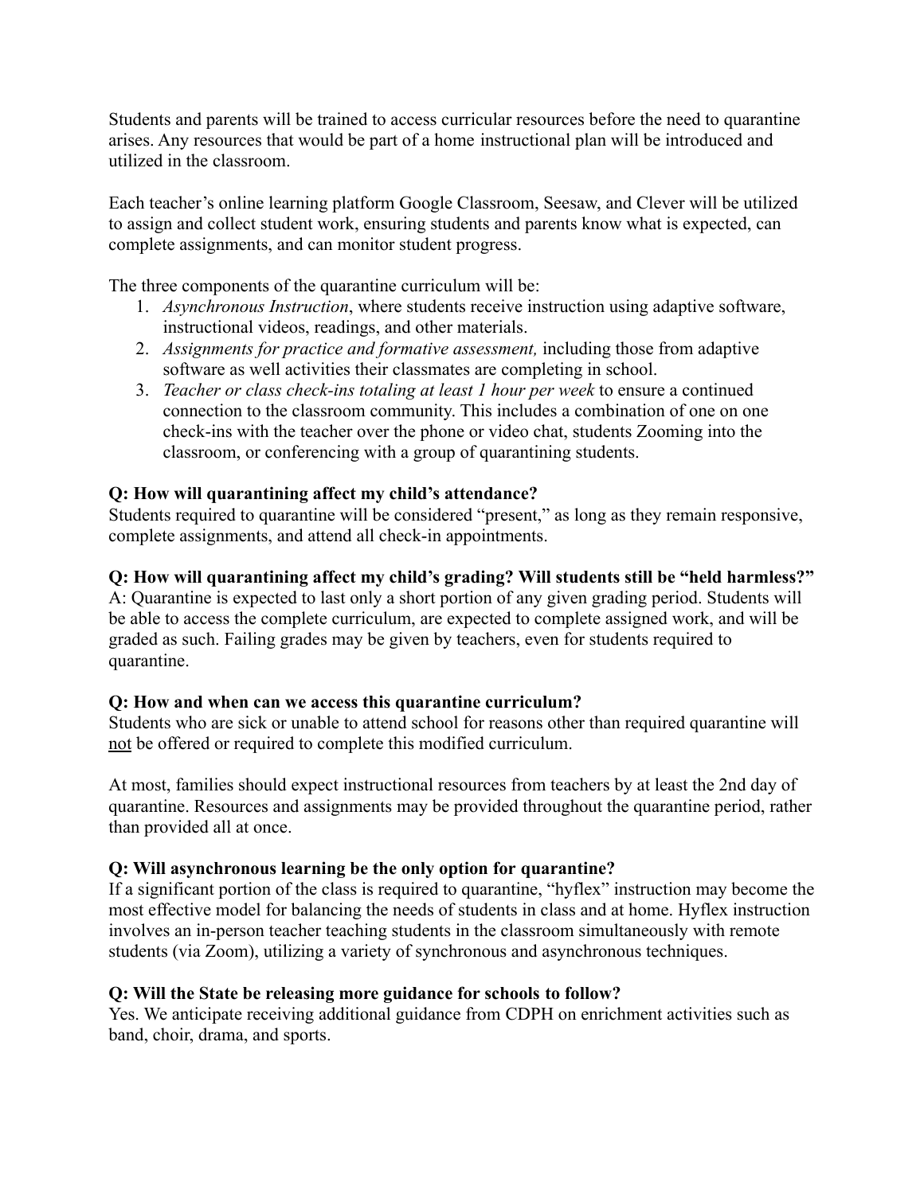Students and parents will be trained to access curricular resources before the need to quarantine arises. Any resources that would be part of a home instructional plan will be introduced and utilized in the classroom.

Each teacher's online learning platform Google Classroom, Seesaw, and Clever will be utilized to assign and collect student work, ensuring students and parents know what is expected, can complete assignments, and can monitor student progress.

The three components of the quarantine curriculum will be:

1. *Asynchronous Instruction*, where students receive instruction using adaptive software, instructional videos, readings, and other materials.
2. *Assignments for practice and formative assessment,* including those from adaptive software as well activities their classmates are completing in school.
3. *Teacher or class check-ins totaling at least 1 hour per week* to ensure a continued connection to the classroom community. This includes a combination of one on one check-ins with the teacher over the phone or video chat, students Zooming into the classroom, or conferencing with a group of quarantining students.

**Q: How will quarantining affect my child's attendance?**

Students required to quarantine will be considered "present," as long as they remain responsive, complete assignments, and attend all check-in appointments.

**Q: How will quarantining affect my child's grading? Will students still be "held harmless?"**

A: Quarantine is expected to last only a short portion of any given grading period. Students will be able to access the complete curriculum, are expected to complete assigned work, and will be graded as such. Failing grades may be given by teachers, even for students required to quarantine.

**Q: How and when can we access this quarantine curriculum?**

Students who are sick or unable to attend school for reasons other than required quarantine will <u>not</u> be offered or required to complete this modified curriculum.

At most, families should expect instructional resources from teachers by at least the 2nd day of quarantine. Resources and assignments may be provided throughout the quarantine period, rather than provided all at once.

**Q: Will asynchronous learning be the only option for quarantine?**

If a significant portion of the class is required to quarantine, "hyflex" instruction may become the most effective model for balancing the needs of students in class and at home. Hyflex instruction involves an in-person teacher teaching students in the classroom simultaneously with remote students (via Zoom), utilizing a variety of synchronous and asynchronous techniques.

**Q: Will the State be releasing more guidance for schools to follow?**

Yes. We anticipate receiving additional guidance from CDPH on enrichment activities such as band, choir, drama, and sports.